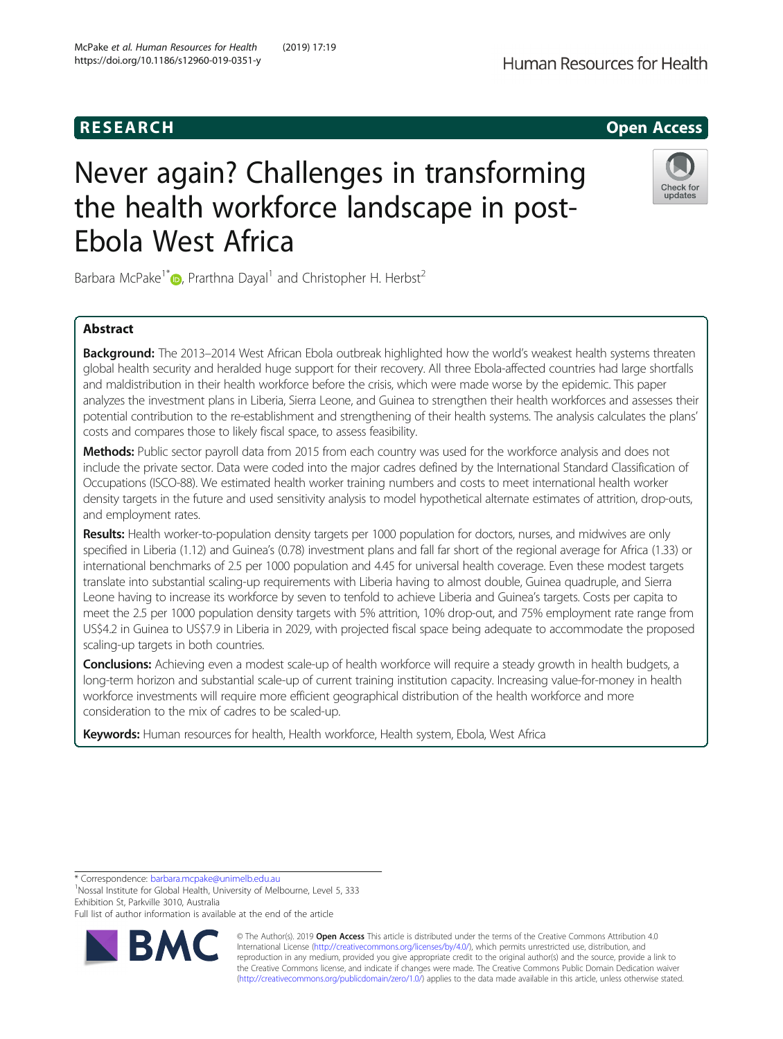RESEARCH

Open Access

# Never again? Challenges in transforming the health workforce landscape in post-Ebola West Africa

Barbara McPake[1*], Prarthna Dayal[1] and Christopher H. Herbst[2]

## Abstract

**Background:** The 2013–2014 West African Ebola outbreak highlighted how the world's weakest health systems threaten global health security and heralded huge support for their recovery. All three Ebola-affected countries had large shortfalls and maldistribution in their health workforce before the crisis, which were made worse by the epidemic. This paper analyzes the investment plans in Liberia, Sierra Leone, and Guinea to strengthen their health workforces and assesses their potential contribution to the re-establishment and strengthening of their health systems. The analysis calculates the plans' costs and compares those to likely fiscal space, to assess feasibility.

**Methods:** Public sector payroll data from 2015 from each country was used for the workforce analysis and does not include the private sector. Data were coded into the major cadres defined by the International Standard Classification of Occupations (ISCO-88). We estimated health worker training numbers and costs to meet international health worker density targets in the future and used sensitivity analysis to model hypothetical alternate estimates of attrition, drop-outs, and employment rates.

**Results:** Health worker-to-population density targets per 1000 population for doctors, nurses, and midwives are only specified in Liberia (1.12) and Guinea's (0.78) investment plans and fall far short of the regional average for Africa (1.33) or international benchmarks of 2.5 per 1000 population and 4.45 for universal health coverage. Even these modest targets translate into substantial scaling-up requirements with Liberia having to almost double, Guinea quadruple, and Sierra Leone having to increase its workforce by seven to tenfold to achieve Liberia and Guinea's targets. Costs per capita to meet the 2.5 per 1000 population density targets with 5% attrition, 10% drop-out, and 75% employment rate range from US$4.2 in Guinea to US$7.9 in Liberia in 2029, with projected fiscal space being adequate to accommodate the proposed scaling-up targets in both countries.

**Conclusions:** Achieving even a modest scale-up of health workforce will require a steady growth in health budgets, a long-term horizon and substantial scale-up of current training institution capacity. Increasing value-for-money in health workforce investments will require more efficient geographical distribution of the health workforce and more consideration to the mix of cadres to be scaled-up.

**Keywords:** Human resources for health, Health workforce, Health system, Ebola, West Africa

---

* Correspondence: barbara.mcpake@unimelb.edu.au
[1]Nossal Institute for Global Health, University of Melbourne, Level 5, 333 Exhibition St, Parkville 3010, Australia
Full list of author information is available at the end of the article

© The Author(s). 2019 **Open Access** This article is distributed under the terms of the Creative Commons Attribution 4.0 International License (http://creativecommons.org/licenses/by/4.0/), which permits unrestricted use, distribution, and reproduction in any medium, provided you give appropriate credit to the original author(s) and the source, provide a link to the Creative Commons license, and indicate if changes were made. The Creative Commons Public Domain Dedication waiver (http://creativecommons.org/publicdomain/zero/1.0/) applies to the data made available in this article, unless otherwise stated.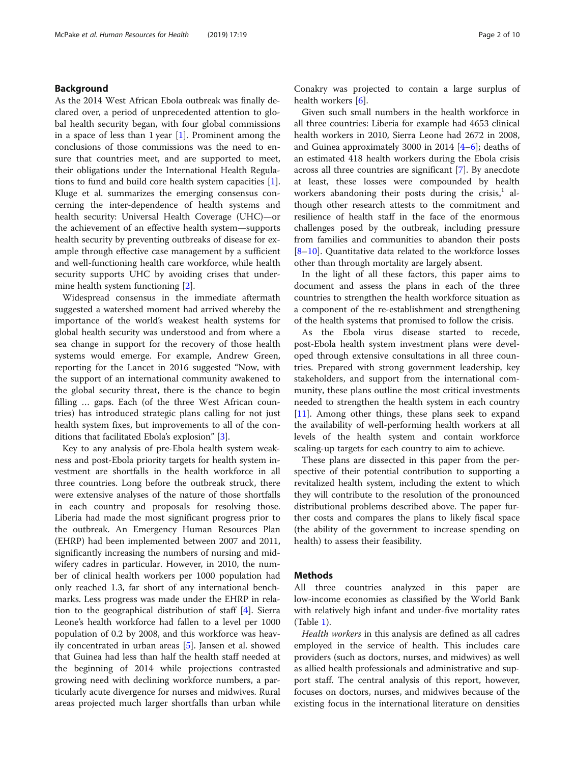## Background

As the 2014 West African Ebola outbreak was finally declared over, a period of unprecedented attention to global health security began, with four global commissions in a space of less than 1 year [1]. Prominent among the conclusions of those commissions was the need to ensure that countries meet, and are supported to meet, their obligations under the International Health Regulations to fund and build core health system capacities [1]. Kluge et al. summarizes the emerging consensus concerning the inter-dependence of health systems and health security: Universal Health Coverage (UHC)—or the achievement of an effective health system—supports health security by preventing outbreaks of disease for example through effective case management by a sufficient and well-functioning health care workforce, while health security supports UHC by avoiding crises that undermine health system functioning [2].

Widespread consensus in the immediate aftermath suggested a watershed moment had arrived whereby the importance of the world's weakest health systems for global health security was understood and from where a sea change in support for the recovery of those health systems would emerge. For example, Andrew Green, reporting for the Lancet in 2016 suggested "Now, with the support of an international community awakened to the global security threat, there is the chance to begin filling … gaps. Each (of the three West African countries) has introduced strategic plans calling for not just health system fixes, but improvements to all of the conditions that facilitated Ebola's explosion" [3].

Key to any analysis of pre-Ebola health system weakness and post-Ebola priority targets for health system investment are shortfalls in the health workforce in all three countries. Long before the outbreak struck, there were extensive analyses of the nature of those shortfalls in each country and proposals for resolving those. Liberia had made the most significant progress prior to the outbreak. An Emergency Human Resources Plan (EHRP) had been implemented between 2007 and 2011, significantly increasing the numbers of nursing and midwifery cadres in particular. However, in 2010, the number of clinical health workers per 1000 population had only reached 1.3, far short of any international benchmarks. Less progress was made under the EHRP in relation to the geographical distribution of staff [4]. Sierra Leone's health workforce had fallen to a level per 1000 population of 0.2 by 2008, and this workforce was heavily concentrated in urban areas [5]. Jansen et al. showed that Guinea had less than half the health staff needed at the beginning of 2014 while projections contrasted growing need with declining workforce numbers, a particularly acute divergence for nurses and midwives. Rural areas projected much larger shortfalls than urban while Conakry was projected to contain a large surplus of health workers [6].

Given such small numbers in the health workforce in all three countries: Liberia for example had 4653 clinical health workers in 2010, Sierra Leone had 2672 in 2008, and Guinea approximately 3000 in 2014 [4–6]; deaths of an estimated 418 health workers during the Ebola crisis across all three countries are significant [7]. By anecdote at least, these losses were compounded by health workers abandoning their posts during the crisis,[1] although other research attests to the commitment and resilience of health staff in the face of the enormous challenges posed by the outbreak, including pressure from families and communities to abandon their posts [8–10]. Quantitative data related to the workforce losses other than through mortality are largely absent.

In the light of all these factors, this paper aims to document and assess the plans in each of the three countries to strengthen the health workforce situation as a component of the re-establishment and strengthening of the health systems that promised to follow the crisis.

As the Ebola virus disease started to recede, post-Ebola health system investment plans were developed through extensive consultations in all three countries. Prepared with strong government leadership, key stakeholders, and support from the international community, these plans outline the most critical investments needed to strengthen the health system in each country [11]. Among other things, these plans seek to expand the availability of well-performing health workers at all levels of the health system and contain workforce scaling-up targets for each country to aim to achieve.

These plans are dissected in this paper from the perspective of their potential contribution to supporting a revitalized health system, including the extent to which they will contribute to the resolution of the pronounced distributional problems described above. The paper further costs and compares the plans to likely fiscal space (the ability of the government to increase spending on health) to assess their feasibility.

## Methods

All three countries analyzed in this paper are low-income economies as classified by the World Bank with relatively high infant and under-five mortality rates (Table 1).

*Health workers* in this analysis are defined as all cadres employed in the service of health. This includes care providers (such as doctors, nurses, and midwives) as well as allied health professionals and administrative and support staff. The central analysis of this report, however, focuses on doctors, nurses, and midwives because of the existing focus in the international literature on densities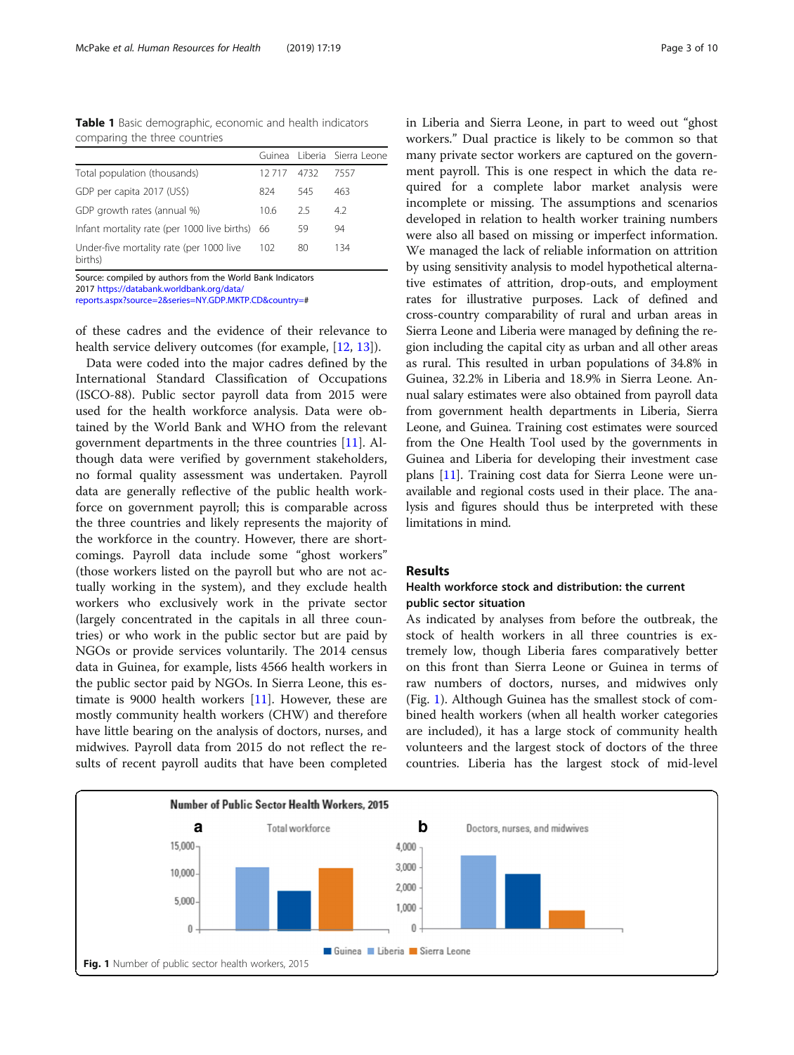**Table 1** Basic demographic, economic and health indicators comparing the three countries

| | Guinea | Liberia | Sierra Leone |
|---|---|---|---|
| Total population (thousands) | 12 717 | 4732 | 7557 |
| GDP per capita 2017 (US$) | 824 | 545 | 463 |
| GDP growth rates (annual %) | 10.6 | 2.5 | 4.2 |
| Infant mortality rate (per 1000 live births) | 66 | 59 | 94 |
| Under-five mortality rate (per 1000 live births) | 102 | 80 | 134 |

Source: compiled by authors from the World Bank Indicators 2017 https://databank.worldbank.org/data/reports.aspx?source=2&series=NY.GDP.MKTP.CD&country=#

of these cadres and the evidence of their relevance to health service delivery outcomes (for example, [12, 13]).

Data were coded into the major cadres defined by the International Standard Classification of Occupations (ISCO-88). Public sector payroll data from 2015 were used for the health workforce analysis. Data were obtained by the World Bank and WHO from the relevant government departments in the three countries [11]. Although data were verified by government stakeholders, no formal quality assessment was undertaken. Payroll data are generally reflective of the public health workforce on government payroll; this is comparable across the three countries and likely represents the majority of the workforce in the country. However, there are shortcomings. Payroll data include some "ghost workers" (those workers listed on the payroll but who are not actually working in the system), and they exclude health workers who exclusively work in the private sector (largely concentrated in the capitals in all three countries) or who work in the public sector but are paid by NGOs or provide services voluntarily. The 2014 census data in Guinea, for example, lists 4566 health workers in the public sector paid by NGOs. In Sierra Leone, this estimate is 9000 health workers [11]. However, these are mostly community health workers (CHW) and therefore have little bearing on the analysis of doctors, nurses, and midwives. Payroll data from 2015 do not reflect the results of recent payroll audits that have been completed in Liberia and Sierra Leone, in part to weed out "ghost workers." Dual practice is likely to be common so that many private sector workers are captured on the government payroll. This is one respect in which the data required for a complete labor market analysis were incomplete or missing. The assumptions and scenarios developed in relation to health worker training numbers were also all based on missing or imperfect information. We managed the lack of reliable information on attrition by using sensitivity analysis to model hypothetical alternative estimates of attrition, drop-outs, and employment rates for illustrative purposes. Lack of defined and cross-country comparability of rural and urban areas in Sierra Leone and Liberia were managed by defining the region including the capital city as urban and all other areas as rural. This resulted in urban populations of 34.8% in Guinea, 32.2% in Liberia and 18.9% in Sierra Leone. Annual salary estimates were also obtained from payroll data from government health departments in Liberia, Sierra Leone, and Guinea. Training cost estimates were sourced from the One Health Tool used by the governments in Guinea and Liberia for developing their investment case plans [11]. Training cost data for Sierra Leone were unavailable and regional costs used in their place. The analysis and figures should thus be interpreted with these limitations in mind.

## Results

### Health workforce stock and distribution: the current public sector situation

As indicated by analyses from before the outbreak, the stock of health workers in all three countries is extremely low, though Liberia fares comparatively better on this front than Sierra Leone or Guinea in terms of raw numbers of doctors, nurses, and midwives only (Fig. 1). Although Guinea has the smallest stock of combined health workers (when all health worker categories are included), it has a large stock of community health volunteers and the largest stock of doctors of the three countries. Liberia has the largest stock of mid-level

Number of Public Sector Health Workers, 2015

a Total workforce

15,000
10,000
5,000
0

b Doctors, nurses, and midwives

4,000
3,000
2,000
1,000
0

Guinea Liberia Sierra Leone

**Fig. 1** Number of public sector health workers, 2015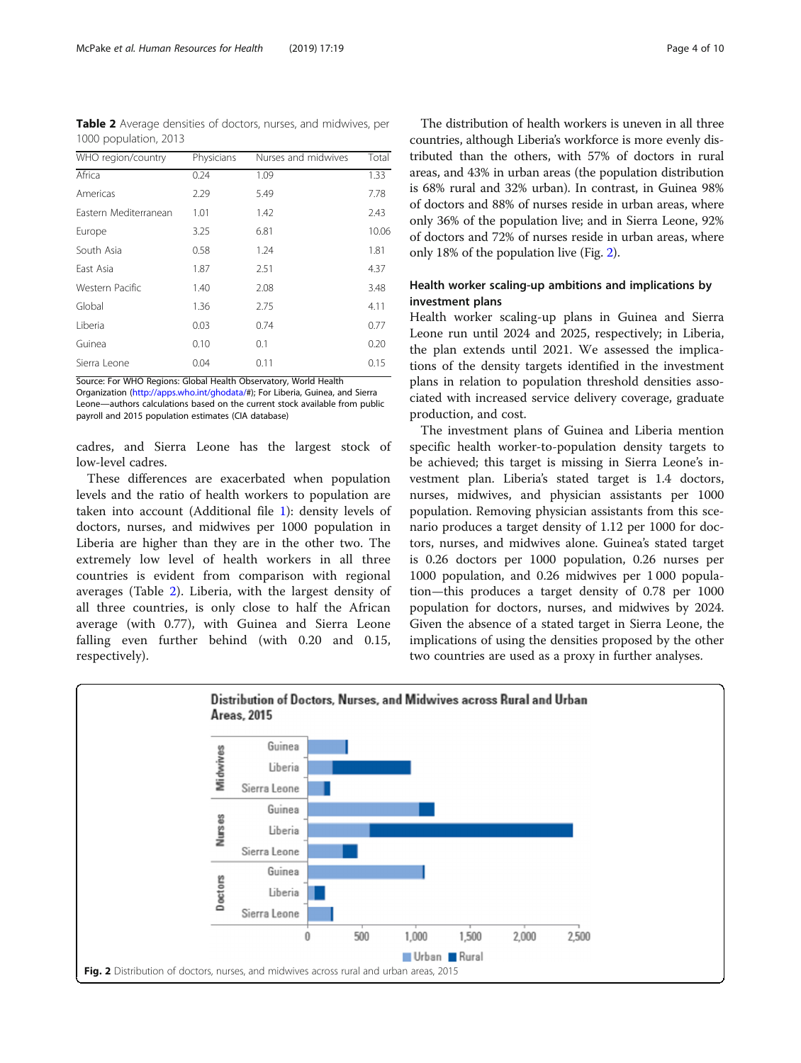**Table 2** Average densities of doctors, nurses, and midwives, per 1000 population, 2013

| WHO region/country | Physicians | Nurses and midwives | Total |
|---|---|---|---|
| Africa | 0.24 | 1.09 | 1.33 |
| Americas | 2.29 | 5.49 | 7.78 |
| Eastern Mediterranean | 1.01 | 1.42 | 2.43 |
| Europe | 3.25 | 6.81 | 10.06 |
| South Asia | 0.58 | 1.24 | 1.81 |
| East Asia | 1.87 | 2.51 | 4.37 |
| Western Pacific | 1.40 | 2.08 | 3.48 |
| Global | 1.36 | 2.75 | 4.11 |
| Liberia | 0.03 | 0.74 | 0.77 |
| Guinea | 0.10 | 0.1 | 0.20 |
| Sierra Leone | 0.04 | 0.11 | 0.15 |

Source: For WHO Regions: Global Health Observatory, World Health Organization (http://apps.who.int/ghodata/#); For Liberia, Guinea, and Sierra Leone—authors calculations based on the current stock available from public payroll and 2015 population estimates (CIA database)

cadres, and Sierra Leone has the largest stock of low-level cadres.

These differences are exacerbated when population levels and the ratio of health workers to population are taken into account (Additional file 1): density levels of doctors, nurses, and midwives per 1000 population in Liberia are higher than they are in the other two. The extremely low level of health workers in all three countries is evident from comparison with regional averages (Table 2). Liberia, with the largest density of all three countries, is only close to half the African average (with 0.77), with Guinea and Sierra Leone falling even further behind (with 0.20 and 0.15, respectively).

The distribution of health workers is uneven in all three countries, although Liberia's workforce is more evenly distributed than the others, with 57% of doctors in rural areas, and 43% in urban areas (the population distribution is 68% rural and 32% urban). In contrast, in Guinea 98% of doctors and 88% of nurses reside in urban areas, where only 36% of the population live; and in Sierra Leone, 92% of doctors and 72% of nurses reside in urban areas, where only 18% of the population live (Fig. 2).

## Health worker scaling-up ambitions and implications by investment plans

Health worker scaling-up plans in Guinea and Sierra Leone run until 2024 and 2025, respectively; in Liberia, the plan extends until 2021. We assessed the implications of the density targets identified in the investment plans in relation to population threshold densities associated with increased service delivery coverage, graduate production, and cost.

The investment plans of Guinea and Liberia mention specific health worker-to-population density targets to be achieved; this target is missing in Sierra Leone's investment plan. Liberia's stated target is 1.4 doctors, nurses, midwives, and physician assistants per 1000 population. Removing physician assistants from this scenario produces a target density of 1.12 per 1000 for doctors, nurses, and midwives alone. Guinea's stated target is 0.26 doctors per 1000 population, 0.26 nurses per 1000 population, and 0.26 midwives per 1 000 population—this produces a target density of 0.78 per 1000 population for doctors, nurses, and midwives by 2024. Given the absence of a stated target in Sierra Leone, the implications of using the densities proposed by the other two countries are used as a proxy in further analyses.

**Fig. 2** Distribution of doctors, nurses, and midwives across rural and urban areas, 2015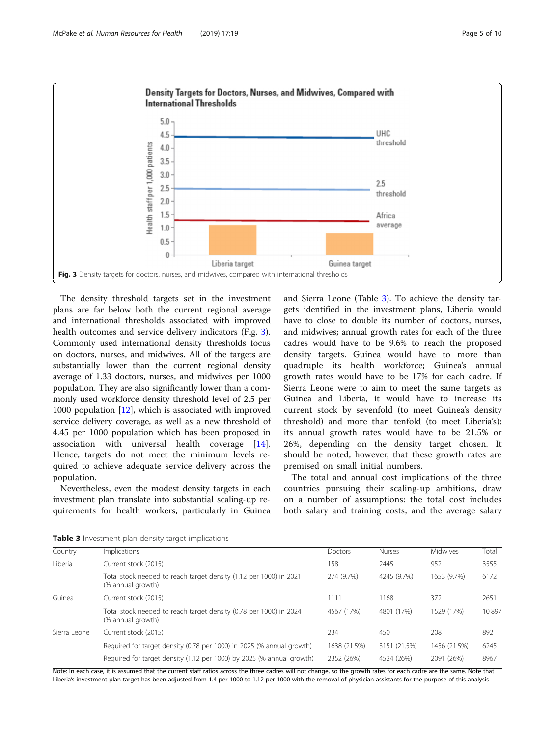Fig. 3 Density targets for doctors, nurses, and midwives, compared with international thresholds

The density threshold targets set in the investment plans are far below both the current regional average and international thresholds associated with improved health outcomes and service delivery indicators (Fig. 3). Commonly used international density thresholds focus on doctors, nurses, and midwives. All of the targets are substantially lower than the current regional density average of 1.33 doctors, nurses, and midwives per 1000 population. They are also significantly lower than a commonly used workforce density threshold level of 2.5 per 1000 population [12], which is associated with improved service delivery coverage, as well as a new threshold of 4.45 per 1000 population which has been proposed in association with universal health coverage [14]. Hence, targets do not meet the minimum levels required to achieve adequate service delivery across the population.

Nevertheless, even the modest density targets in each investment plan translate into substantial scaling-up requirements for health workers, particularly in Guinea and Sierra Leone (Table 3). To achieve the density targets identified in the investment plans, Liberia would have to close to double its number of doctors, nurses, and midwives; annual growth rates for each of the three cadres would have to be 9.6% to reach the proposed density targets. Guinea would have to more than quadruple its health workforce; Guinea's annual growth rates would have to be 17% for each cadre. If Sierra Leone were to aim to meet the same targets as Guinea and Liberia, it would have to increase its current stock by sevenfold (to meet Guinea's density threshold) and more than tenfold (to meet Liberia's): its annual growth rates would have to be 21.5% or 26%, depending on the density target chosen. It should be noted, however, that these growth rates are premised on small initial numbers.

The total and annual cost implications of the three countries pursuing their scaling-up ambitions, draw on a number of assumptions: the total cost includes both salary and training costs, and the average salary

**Table 3** Investment plan density target implications

| Country | Implications | Doctors | Nurses | Midwives | Total |
|---|---|---|---|---|---|
| Liberia | Current stock (2015) | 158 | 2445 | 952 | 3555 |
| | Total stock needed to reach target density (1.12 per 1000) in 2021 (% annual growth) | 274 (9.7%) | 4245 (9.7%) | 1653 (9.7%) | 6172 |
| Guinea | Current stock (2015) | 1111 | 1168 | 372 | 2651 |
| | Total stock needed to reach target density (0.78 per 1000) in 2024 (% annual growth) | 4567 (17%) | 4801 (17%) | 1529 (17%) | 10 897 |
| Sierra Leone | Current stock (2015) | 234 | 450 | 208 | 892 |
| | Required for target density (0.78 per 1000) in 2025 (% annual growth) | 1638 (21.5%) | 3151 (21.5%) | 1456 (21.5%) | 6245 |
| | Required for target density (1.12 per 1000) by 2025 (% annual growth) | 2352 (26%) | 4524 (26%) | 2091 (26%) | 8967 |

Note: In each case, it is assumed that the current staff ratios across the three cadres will not change, so the growth rates for each cadre are the same. Note that Liberia's investment plan target has been adjusted from 1.4 per 1000 to 1.12 per 1000 with the removal of physician assistants for the purpose of this analysis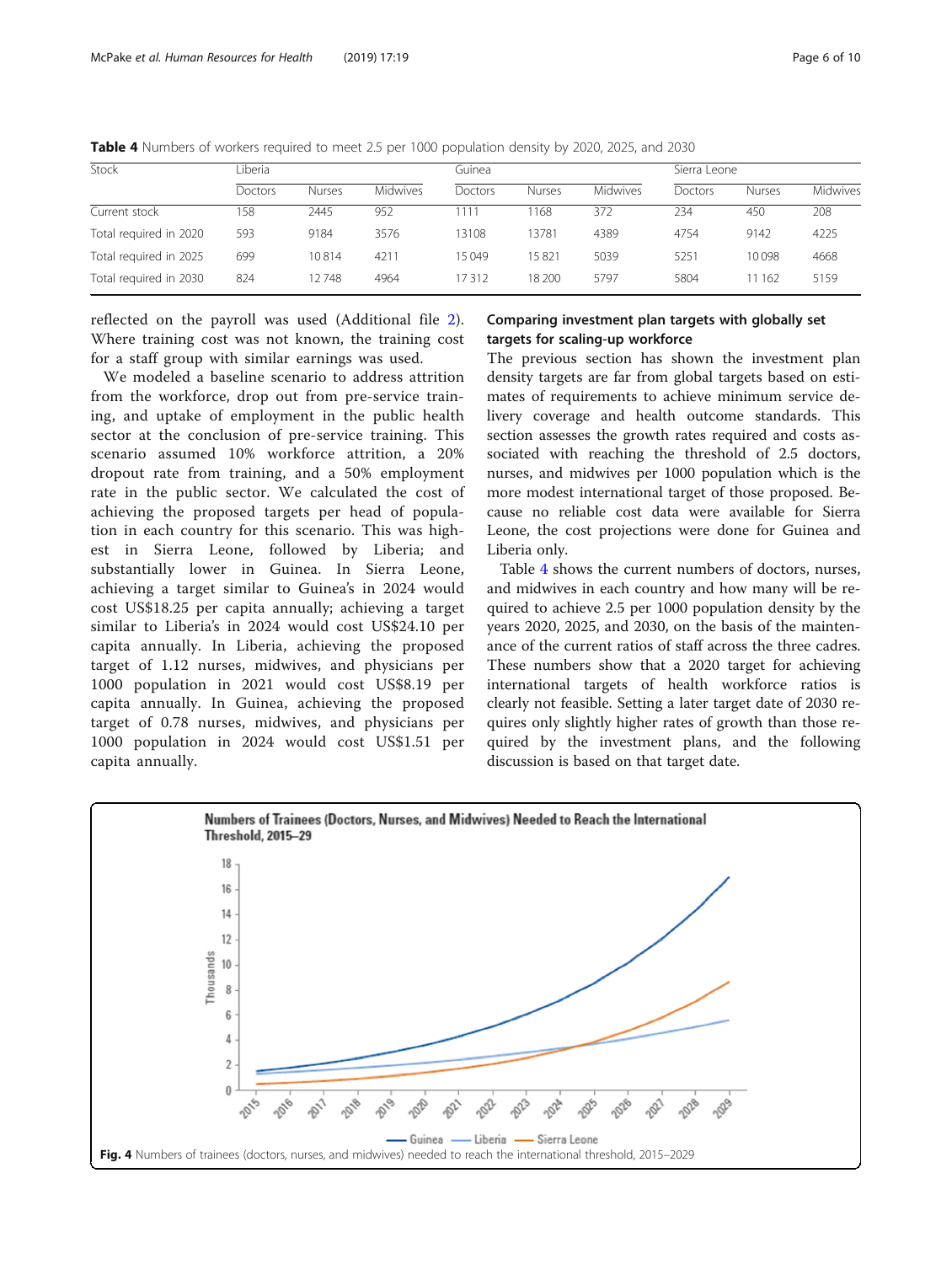**Table 4** Numbers of workers required to meet 2.5 per 1000 population density by 2020, 2025, and 2030

| Stock | Liberia | | | Guinea | | | Sierra Leone | | |
|---|---|---|---|---|---|---|---|---|---|
| | Doctors | Nurses | Midwives | Doctors | Nurses | Midwives | Doctors | Nurses | Midwives |
| Current stock | 158 | 2445 | 952 | 1111 | 1168 | 372 | 234 | 450 | 208 |
| Total required in 2020 | 593 | 9184 | 3576 | 13108 | 13781 | 4389 | 4754 | 9142 | 4225 |
| Total required in 2025 | 699 | 10 814 | 4211 | 15 049 | 15 821 | 5039 | 5251 | 10 098 | 4668 |
| Total required in 2030 | 824 | 12 748 | 4964 | 17 312 | 18 200 | 5797 | 5804 | 11 162 | 5159 |

reflected on the payroll was used (Additional file 2). Where training cost was not known, the training cost for a staff group with similar earnings was used.

We modeled a baseline scenario to address attrition from the workforce, drop out from pre-service training, and uptake of employment in the public health sector at the conclusion of pre-service training. This scenario assumed 10% workforce attrition, a 20% dropout rate from training, and a 50% employment rate in the public sector. We calculated the cost of achieving the proposed targets per head of population in each country for this scenario. This was highest in Sierra Leone, followed by Liberia; and substantially lower in Guinea. In Sierra Leone, achieving a target similar to Guinea's in 2024 would cost US$18.25 per capita annually; achieving a target similar to Liberia's in 2024 would cost US$24.10 per capita annually. In Liberia, achieving the proposed target of 1.12 nurses, midwives, and physicians per 1000 population in 2021 would cost US$8.19 per capita annually. In Guinea, achieving the proposed target of 0.78 nurses, midwives, and physicians per 1000 population in 2024 would cost US$1.51 per capita annually.

### Comparing investment plan targets with globally set targets for scaling-up workforce

The previous section has shown the investment plan density targets are far from global targets based on estimates of requirements to achieve minimum service delivery coverage and health outcome standards. This section assesses the growth rates required and costs associated with reaching the threshold of 2.5 doctors, nurses, and midwives per 1000 population which is the more modest international target of those proposed. Because no reliable cost data were available for Sierra Leone, the cost projections were done for Guinea and Liberia only.

Table 4 shows the current numbers of doctors, nurses, and midwives in each country and how many will be required to achieve 2.5 per 1000 population density by the years 2020, 2025, and 2030, on the basis of the maintenance of the current ratios of staff across the three cadres. These numbers show that a 2020 target for achieving international targets of health workforce ratios is clearly not feasible. Setting a later target date of 2030 requires only slightly higher rates of growth than those required by the investment plans, and the following discussion is based on that target date.

**Fig. 4** Numbers of trainees (doctors, nurses, and midwives) needed to reach the international threshold, 2015–2029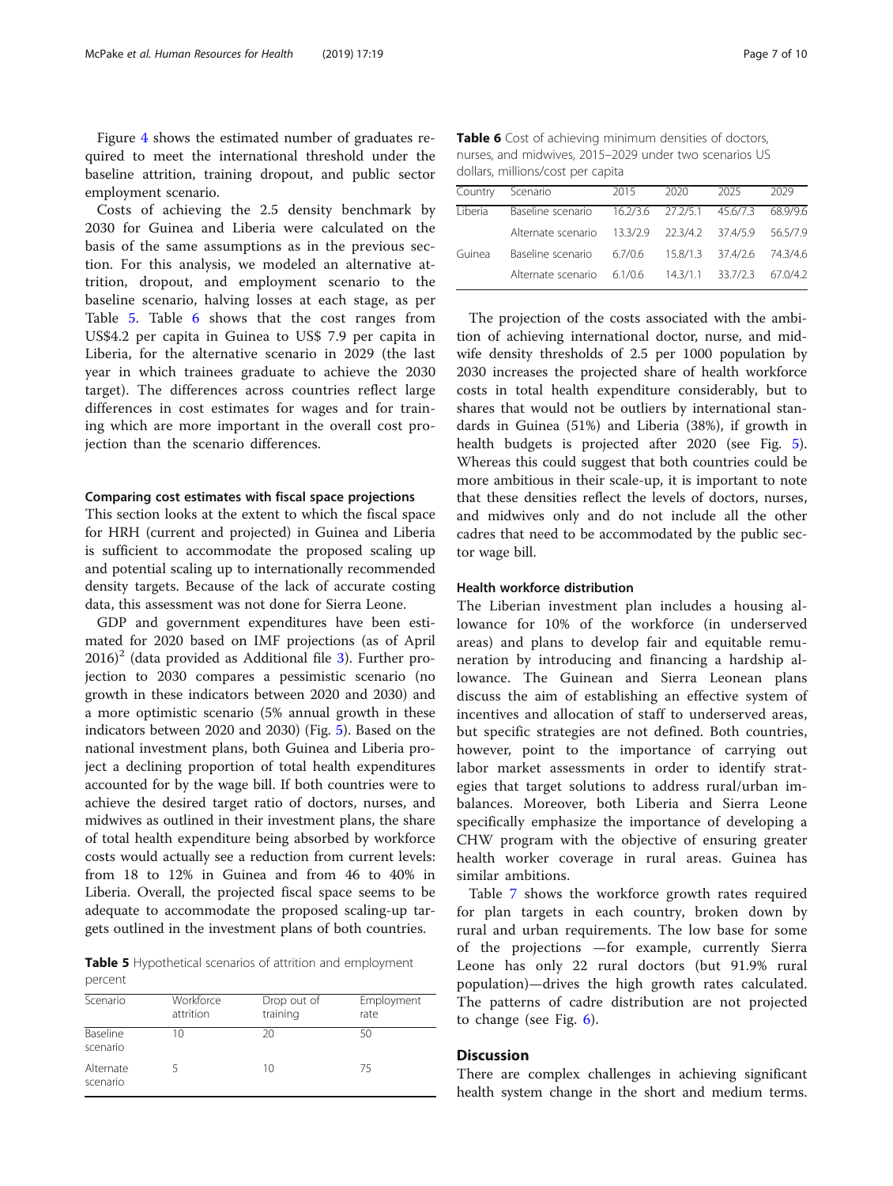Figure 4 shows the estimated number of graduates required to meet the international threshold under the baseline attrition, training dropout, and public sector employment scenario.

Costs of achieving the 2.5 density benchmark by 2030 for Guinea and Liberia were calculated on the basis of the same assumptions as in the previous section. For this analysis, we modeled an alternative attrition, dropout, and employment scenario to the baseline scenario, halving losses at each stage, as per Table 5. Table 6 shows that the cost ranges from US$4.2 per capita in Guinea to US$ 7.9 per capita in Liberia, for the alternative scenario in 2029 (the last year in which trainees graduate to achieve the 2030 target). The differences across countries reflect large differences in cost estimates for wages and for training which are more important in the overall cost projection than the scenario differences.

#### Comparing cost estimates with fiscal space projections

This section looks at the extent to which the fiscal space for HRH (current and projected) in Guinea and Liberia is sufficient to accommodate the proposed scaling up and potential scaling up to internationally recommended density targets. Because of the lack of accurate costing data, this assessment was not done for Sierra Leone.

GDP and government expenditures have been estimated for 2020 based on IMF projections (as of April 2016)[2] (data provided as Additional file 3). Further projection to 2030 compares a pessimistic scenario (no growth in these indicators between 2020 and 2030) and a more optimistic scenario (5% annual growth in these indicators between 2020 and 2030) (Fig. 5). Based on the national investment plans, both Guinea and Liberia project a declining proportion of total health expenditures accounted for by the wage bill. If both countries were to achieve the desired target ratio of doctors, nurses, and midwives as outlined in their investment plans, the share of total health expenditure being absorbed by workforce costs would actually see a reduction from current levels: from 18 to 12% in Guinea and from 46 to 40% in Liberia. Overall, the projected fiscal space seems to be adequate to accommodate the proposed scaling-up targets outlined in the investment plans of both countries.

**Table 5** Hypothetical scenarios of attrition and employment percent

| Scenario | Workforce attrition | Drop out of training | Employment rate |
|---|---|---|---|
| Baseline scenario | 10 | 20 | 50 |
| Alternate scenario | 5 | 10 | 75 |

**Table 6** Cost of achieving minimum densities of doctors, nurses, and midwives, 2015–2029 under two scenarios US dollars, millions/cost per capita

| Country | Scenario | 2015 | 2020 | 2025 | 2029 |
|---|---|---|---|---|---|
| Liberia | Baseline scenario | 16.2/3.6 | 27.2/5.1 | 45.6/7.3 | 68.9/9.6 |
| | Alternate scenario | 13.3/2.9 | 22.3/4.2 | 37.4/5.9 | 56.5/7.9 |
| Guinea | Baseline scenario | 6.7/0.6 | 15.8/1.3 | 37.4/2.6 | 74.3/4.6 |
| | Alternate scenario | 6.1/0.6 | 14.3/1.1 | 33.7/2.3 | 67.0/4.2 |

The projection of the costs associated with the ambition of achieving international doctor, nurse, and midwife density thresholds of 2.5 per 1000 population by 2030 increases the projected share of health workforce costs in total health expenditure considerably, but to shares that would not be outliers by international standards in Guinea (51%) and Liberia (38%), if growth in health budgets is projected after 2020 (see Fig. 5). Whereas this could suggest that both countries could be more ambitious in their scale-up, it is important to note that these densities reflect the levels of doctors, nurses, and midwives only and do not include all the other cadres that need to be accommodated by the public sector wage bill.

#### Health workforce distribution

The Liberian investment plan includes a housing allowance for 10% of the workforce (in underserved areas) and plans to develop fair and equitable remuneration by introducing and financing a hardship allowance. The Guinean and Sierra Leonean plans discuss the aim of establishing an effective system of incentives and allocation of staff to underserved areas, but specific strategies are not defined. Both countries, however, point to the importance of carrying out labor market assessments in order to identify strategies that target solutions to address rural/urban imbalances. Moreover, both Liberia and Sierra Leone specifically emphasize the importance of developing a CHW program with the objective of ensuring greater health worker coverage in rural areas. Guinea has similar ambitions.

Table 7 shows the workforce growth rates required for plan targets in each country, broken down by rural and urban requirements. The low base for some of the projections —for example, currently Sierra Leone has only 22 rural doctors (but 91.9% rural population)—drives the high growth rates calculated. The patterns of cadre distribution are not projected to change (see Fig. 6).

## Discussion

There are complex challenges in achieving significant health system change in the short and medium terms.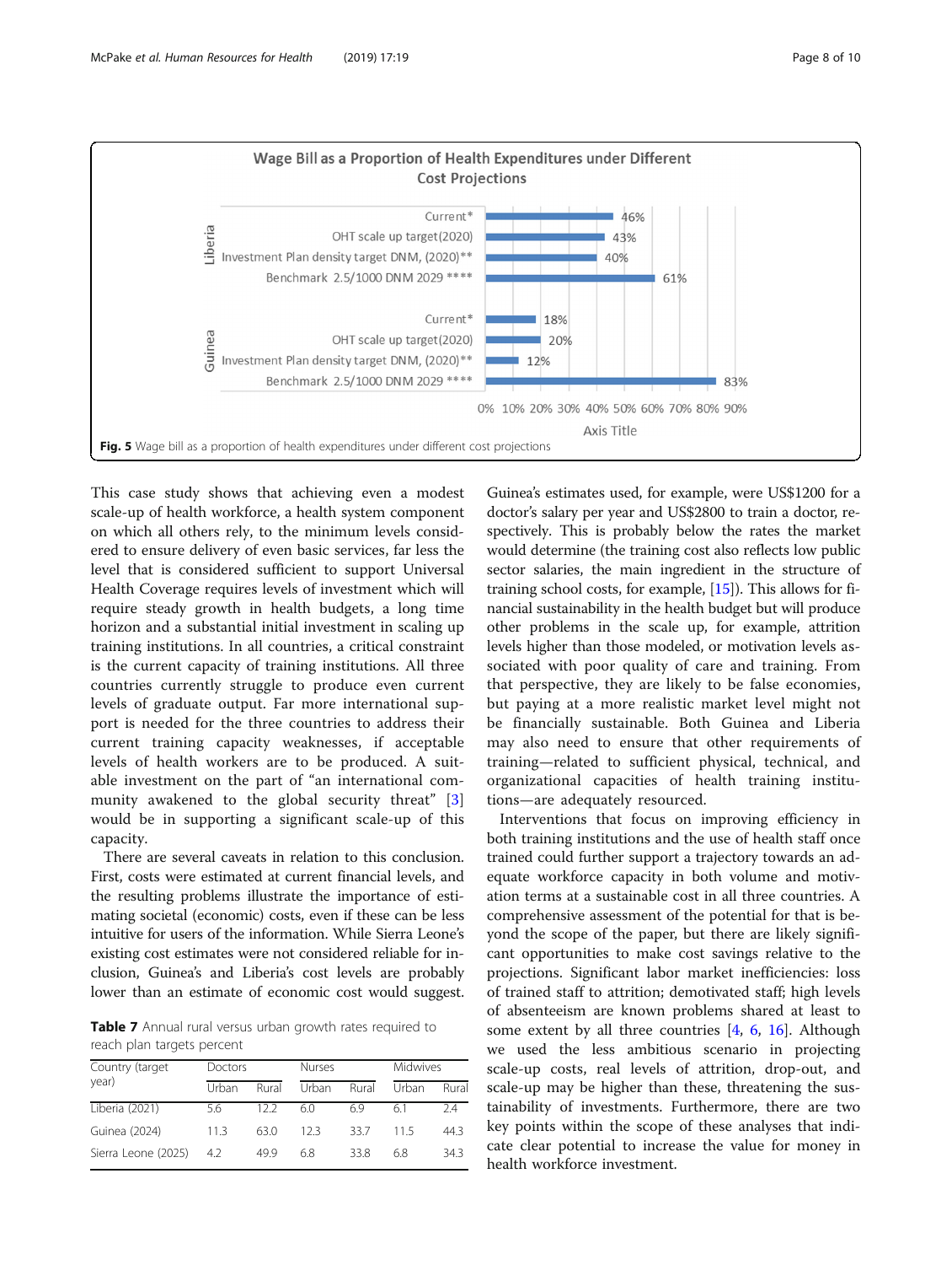**Fig. 5** Wage bill as a proportion of health expenditures under different cost projections

This case study shows that achieving even a modest scale-up of health workforce, a health system component on which all others rely, to the minimum levels considered to ensure delivery of even basic services, far less the level that is considered sufficient to support Universal Health Coverage requires levels of investment which will require steady growth in health budgets, a long time horizon and a substantial initial investment in scaling up training institutions. In all countries, a critical constraint is the current capacity of training institutions. All three countries currently struggle to produce even current levels of graduate output. Far more international support is needed for the three countries to address their current training capacity weaknesses, if acceptable levels of health workers are to be produced. A suitable investment on the part of "an international community awakened to the global security threat" [3] would be in supporting a significant scale-up of this capacity.

There are several caveats in relation to this conclusion. First, costs were estimated at current financial levels, and the resulting problems illustrate the importance of estimating societal (economic) costs, even if these can be less intuitive for users of the information. While Sierra Leone's existing cost estimates were not considered reliable for inclusion, Guinea's and Liberia's cost levels are probably lower than an estimate of economic cost would suggest.

**Table 7** Annual rural versus urban growth rates required to reach plan targets percent

| Country (target year) | Doctors | | Nurses | | Midwives | |
|---|---|---|---|---|---|---|
| | Urban | Rural | Urban | Rural | Urban | Rural |
| Liberia (2021) | 5.6 | 12.2 | 6.0 | 6.9 | 6.1 | 2.4 |
| Guinea (2024) | 11.3 | 63.0 | 12.3 | 33.7 | 11.5 | 44.3 |
| Sierra Leone (2025) | 4.2 | 49.9 | 6.8 | 33.8 | 6.8 | 34.3 |

Guinea's estimates used, for example, were US$1200 for a doctor's salary per year and US$2800 to train a doctor, respectively. This is probably below the rates the market would determine (the training cost also reflects low public sector salaries, the main ingredient in the structure of training school costs, for example, [15]). This allows for financial sustainability in the health budget but will produce other problems in the scale up, for example, attrition levels higher than those modeled, or motivation levels associated with poor quality of care and training. From that perspective, they are likely to be false economies, but paying at a more realistic market level might not be financially sustainable. Both Guinea and Liberia may also need to ensure that other requirements of training—related to sufficient physical, technical, and organizational capacities of health training institutions—are adequately resourced.

Interventions that focus on improving efficiency in both training institutions and the use of health staff once trained could further support a trajectory towards an adequate workforce capacity in both volume and motivation terms at a sustainable cost in all three countries. A comprehensive assessment of the potential for that is beyond the scope of the paper, but there are likely significant opportunities to make cost savings relative to the projections. Significant labor market inefficiencies: loss of trained staff to attrition; demotivated staff; high levels of absenteeism are known problems shared at least to some extent by all three countries [4, 6, 16]. Although we used the less ambitious scenario in projecting scale-up costs, real levels of attrition, drop-out, and scale-up may be higher than these, threatening the sustainability of investments. Furthermore, there are two key points within the scope of these analyses that indicate clear potential to increase the value for money in health workforce investment.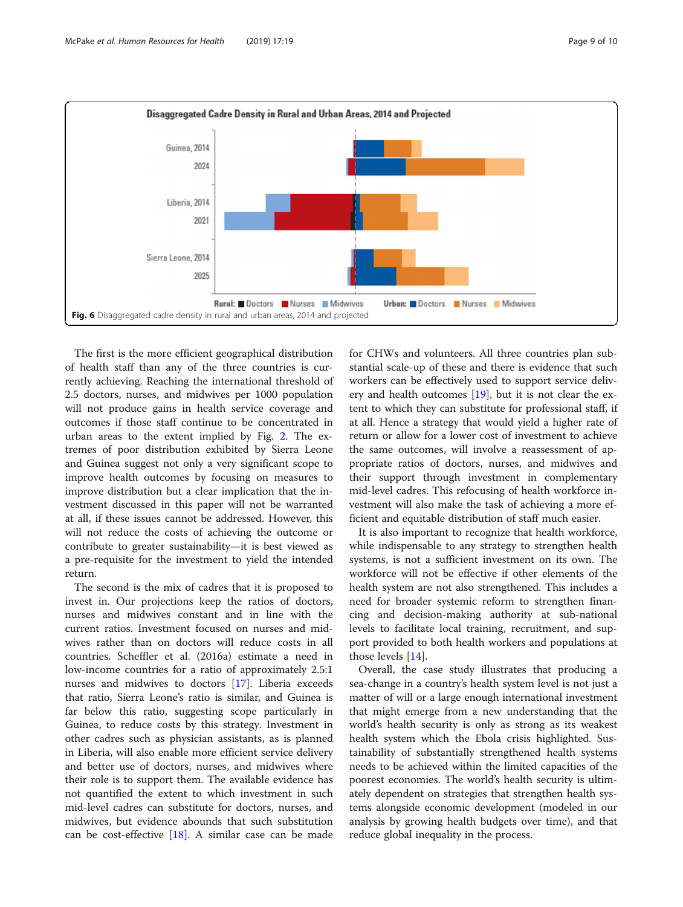Disaggregated Cadre Density in Rural and Urban Areas, 2014 and Projected

Guinea, 2014

2024

Liberia, 2014

2021

Sierra Leone, 2014

2025

Rural: Doctors Nurses Midwives Urban: Doctors Nurses Midwives

**Fig. 6** Disaggregated cadre density in rural and urban areas, 2014 and projected

The first is the more efficient geographical distribution of health staff than any of the three countries is currently achieving. Reaching the international threshold of 2.5 doctors, nurses, and midwives per 1000 population will not produce gains in health service coverage and outcomes if those staff continue to be concentrated in urban areas to the extent implied by Fig. 2. The extremes of poor distribution exhibited by Sierra Leone and Guinea suggest not only a very significant scope to improve health outcomes by focusing on measures to improve distribution but a clear implication that the investment discussed in this paper will not be warranted at all, if these issues cannot be addressed. However, this will not reduce the costs of achieving the outcome or contribute to greater sustainability—it is best viewed as a pre-requisite for the investment to yield the intended return.

The second is the mix of cadres that it is proposed to invest in. Our projections keep the ratios of doctors, nurses and midwives constant and in line with the current ratios. Investment focused on nurses and midwives rather than on doctors will reduce costs in all countries. Scheffler et al. (2016a) estimate a need in low-income countries for a ratio of approximately 2.5:1 nurses and midwives to doctors [17]. Liberia exceeds that ratio, Sierra Leone's ratio is similar, and Guinea is far below this ratio, suggesting scope particularly in Guinea, to reduce costs by this strategy. Investment in other cadres such as physician assistants, as is planned in Liberia, will also enable more efficient service delivery and better use of doctors, nurses, and midwives where their role is to support them. The available evidence has not quantified the extent to which investment in such mid-level cadres can substitute for doctors, nurses, and midwives, but evidence abounds that such substitution can be cost-effective [18]. A similar case can be made for CHWs and volunteers. All three countries plan substantial scale-up of these and there is evidence that such workers can be effectively used to support service delivery and health outcomes [19], but it is not clear the extent to which they can substitute for professional staff, if at all. Hence a strategy that would yield a higher rate of return or allow for a lower cost of investment to achieve the same outcomes, will involve a reassessment of appropriate ratios of doctors, nurses, and midwives and their support through investment in complementary mid-level cadres. This refocusing of health workforce investment will also make the task of achieving a more efficient and equitable distribution of staff much easier.

It is also important to recognize that health workforce, while indispensable to any strategy to strengthen health systems, is not a sufficient investment on its own. The workforce will not be effective if other elements of the health system are not also strengthened. This includes a need for broader systemic reform to strengthen financing and decision-making authority at sub-national levels to facilitate local training, recruitment, and support provided to both health workers and populations at those levels [14].

Overall, the case study illustrates that producing a sea-change in a country's health system level is not just a matter of will or a large enough international investment that might emerge from a new understanding that the world's health security is only as strong as its weakest health system which the Ebola crisis highlighted. Sustainability of substantially strengthened health systems needs to be achieved within the limited capacities of the poorest economies. The world's health security is ultimately dependent on strategies that strengthen health systems alongside economic development (modeled in our analysis by growing health budgets over time), and that reduce global inequality in the process.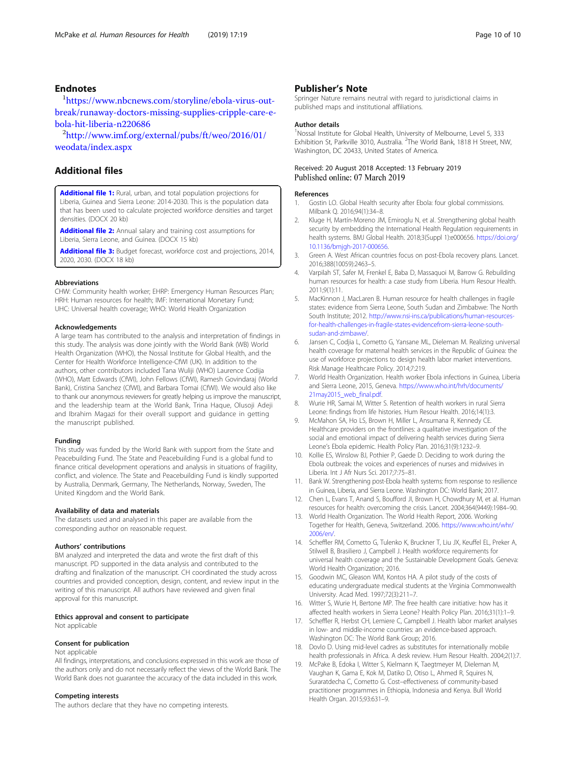## Endnotes

[1]https://www.nbcnews.com/storyline/ebola-virus-outbreak/runaway-doctors-missing-supplies-cripple-care-ebola-hit-liberia-n220686

[2]http://www.imf.org/external/pubs/ft/weo/2016/01/weodata/index.aspx

## Additional files

**Additional file 1:** Rural, urban, and total population projections for Liberia, Guinea and Sierra Leone: 2014-2030. This is the population data that has been used to calculate projected workforce densities and target densities. (DOCX 20 kb)

**Additional file 2:** Annual salary and training cost assumptions for Liberia, Sierra Leone, and Guinea. (DOCX 15 kb)

**Additional file 3:** Budget forecast, workforce cost and projections, 2014, 2020, 2030. (DOCX 18 kb)

### Abbreviations

CHW: Community health worker; EHRP: Emergency Human Resources Plan; HRH: Human resources for health; IMF: International Monetary Fund; UHC: Universal health coverage; WHO: World Health Organization

### Acknowledgements

A large team has contributed to the analysis and interpretation of findings in this study. The analysis was done jointly with the World Bank (WB) World Health Organization (WHO), the Nossal Institute for Global Health, and the Center for Health Workforce Intelligence-CfWI (UK). In addition to the authors, other contributors included Tana Wuliji (WHO) Laurence Codija (WHO), Matt Edwards (CfWI), John Fellows (CfWI), Ramesh Govindaraj (World Bank), Cristina Sanchez (CfWI), and Barbara Tomai (CfWI). We would also like to thank our anonymous reviewers for greatly helping us improve the manuscript, and the leadership team at the World Bank, Trina Haque, Olusoji Adeji and Ibrahim Magazi for their overall support and guidance in getting the manuscript published.

### Funding

This study was funded by the World Bank with support from the State and Peacebuilding Fund. The State and Peacebuilding Fund is a global fund to finance critical development operations and analysis in situations of fragility, conflict, and violence. The State and Peacebuilding Fund is kindly supported by Australia, Denmark, Germany, The Netherlands, Norway, Sweden, The United Kingdom and the World Bank.

### Availability of data and materials

The datasets used and analysed in this paper are available from the corresponding author on reasonable request.

### Authors' contributions

BM analyzed and interpreted the data and wrote the first draft of this manuscript. PD supported in the data analysis and contributed to the drafting and finalization of the manuscript. CH coordinated the study across countries and provided conception, design, content, and review input in the writing of this manuscript. All authors have reviewed and given final approval for this manuscript.

### Ethics approval and consent to participate

Not applicable

### Consent for publication

Not applicable

All findings, interpretations, and conclusions expressed in this work are those of the authors only and do not necessarily reflect the views of the World Bank. The World Bank does not guarantee the accuracy of the data included in this work.

### Competing interests

The authors declare that they have no competing interests.

## Publisher's Note

Springer Nature remains neutral with regard to jurisdictional claims in published maps and institutional affiliations.

### Author details

[1]Nossal Institute for Global Health, University of Melbourne, Level 5, 333 Exhibition St, Parkville 3010, Australia. [2]The World Bank, 1818 H Street, NW, Washington, DC 20433, United States of America.

Received: 20 August 2018 Accepted: 13 February 2019
Published online: 07 March 2019

### References

1. Gostin LO. Global Health security after Ebola: four global commissions. Milbank Q. 2016;94(1):34–8.
2. Kluge H, Martín-Moreno JM, Emiroglu N, et al. Strengthening global health security by embedding the International Health Regulation requirements in health systems. BMJ Global Health. 2018;3(Suppl 1):e000656. https://doi.org/10.1136/bmjgh-2017-000656.
3. Green A. West African countries focus on post-Ebola recovery plans. Lancet. 2016;388(10059):2463–5.
4. Varpilah ST, Safer M, Frenkel E, Baba D, Massaquoi M, Barrow G. Rebuilding human resources for health: a case study from Liberia. Hum Resour Health. 2011;9(1):11.
5. MacKinnon J, MacLaren B. Human resource for health challenges in fragile states: evidence from Sierra Leone, South Sudan and Zimbabwe: The North South Institute; 2012. http://www.nsi-ins.ca/publications/human-resources-for-health-challenges-in-fragile-states-evidencefrom-sierra-leone-south-sudan-and-zimbawe/.
6. Jansen C, Codjia L, Cometto G, Yansane ML, Dieleman M. Realizing universal health coverage for maternal health services in the Republic of Guinea: the use of workforce projections to design health labor market interventions. Risk Manage Healthcare Policy. 2014;7:219.
7. World Health Organization. Health worker Ebola infections in Guinea, Liberia and Sierra Leone, 2015, Geneva. https://www.who.int/hrh/documents/21may2015_web_final.pdf.
8. Wurie HR, Samai M, Witter S. Retention of health workers in rural Sierra Leone: findings from life histories. Hum Resour Health. 2016;14(1):3.
9. McMahon SA, Ho LS, Brown H, Miller L, Ansumana R, Kennedy CE. Healthcare providers on the frontlines: a qualitative investigation of the social and emotional impact of delivering health services during Sierra Leone's Ebola epidemic. Health Policy Plan. 2016;31(9):1232–9.
10. Kollie ES, Winslow BJ, Pothier P, Gaede D. Deciding to work during the Ebola outbreak: the voices and experiences of nurses and midwives in Liberia. Int J Afr Nurs Sci. 2017;7:75–81.
11. Bank W. Strengthening post-Ebola health systems: from response to resilience in Guinea, Liberia, and Sierra Leone. Washington DC: World Bank; 2017.
12. Chen L, Evans T, Anand S, Boufford JI, Brown H, Chowdhury M, et al. Human resources for health: overcoming the crisis. Lancet. 2004;364(9449):1984–90.
13. World Health Organization. The World Health Report, 2006. Working Together for Health, Geneva, Switzerland. 2006. https://www.who.int/whr/2006/en/.
14. Scheffler RM, Cometto G, Tulenko K, Bruckner T, Liu JX, Keuffel EL, Preker A, Stilwell B, Brasiliero J, Campbell J. Health workforce requirements for universal health coverage and the Sustainable Development Goals. Geneva: World Health Organization; 2016.
15. Goodwin MC, Gleason WM, Kontos HA. A pilot study of the costs of educating undergraduate medical students at the Virginia Commonwealth University. Acad Med. 1997;72(3):211–7.
16. Witter S, Wurie H, Bertone MP. The free health care initiative: how has it affected health workers in Sierra Leone? Health Policy Plan. 2016;31(1):1–9.
17. Scheffler R, Herbst CH, Lemiere C, Campbell J. Health labor market analyses in low- and middle-income countries: an evidence-based approach. Washington DC: The World Bank Group; 2016.
18. Dovlo D. Using mid-level cadres as substitutes for internationally mobile health professionals in Africa. A desk review. Hum Resour Health. 2004;2(1):7.
19. McPake B, Edoka I, Witter S, Kielmann K, Taegtmeyer M, Dieleman M, Vaughan K, Gama E, Kok M, Datiko D, Otiso L, Ahmed R, Squires N, Suraratdecha C, Cometto G. Cost–effectiveness of community-based practitioner programmes in Ethiopia, Indonesia and Kenya. Bull World Health Organ. 2015;93:631–9.